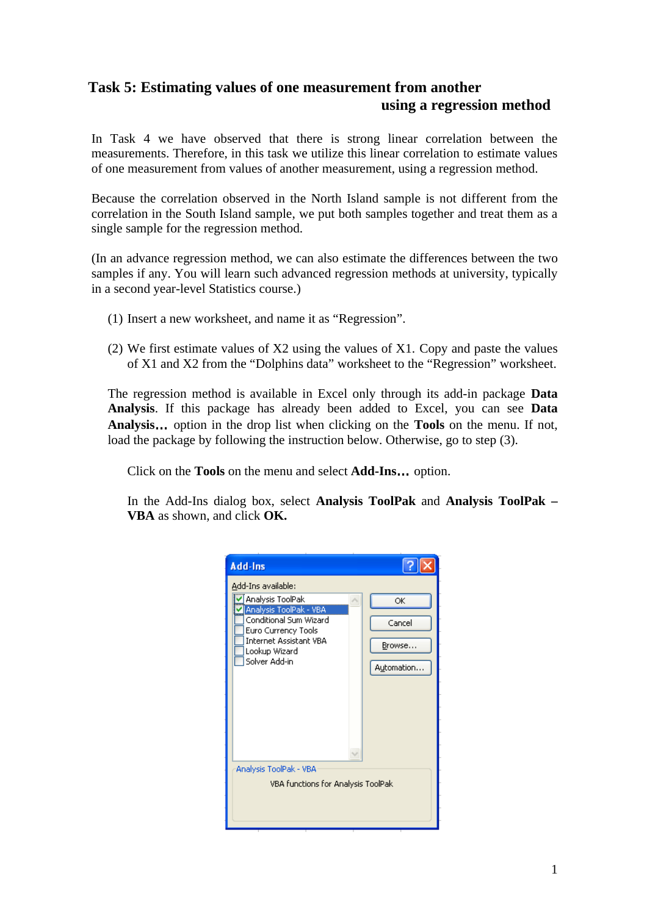## Task 5: Estimating values of one measurement from another using a regression method

In Task 4 we have observed that there is strong linear correlation between the measurements. Therefore, in this task we utilize this linear correlation to estimate values of one measurement from values of another measurement, using a regression method.

Because the correlation observed in the North Island sample is not different from the correlation in the South Island sample, we put both samples together and treat them as a single sample for the regression method.

(In an advance regression method, we can also estimate the differences between the two samples if any. You will learn such advanced regression methods at university, typically in a second year-level Statistics course.)

(1) Insert a new worksheet, and name it as “Regression”.

(2) We first estimate values of X2 using the values of X1. Copy and paste the values of X1 and X2 from the “Dolphins data” worksheet to the “Regression” worksheet.

The regression method is available in Excel only through its add-in package **Data Analysis**. If this package has already been added to Excel, you can see **Data Analysis…** option in the drop list when clicking on the **Tools** on the menu. If not, load the package by following the instruction below. Otherwise, go to step (3).

Click on the **Tools** on the menu and select **Add-Ins…** option.

In the Add-Ins dialog box, select **Analysis ToolPak** and **Analysis ToolPak – VBA** as shown, and click **OK.**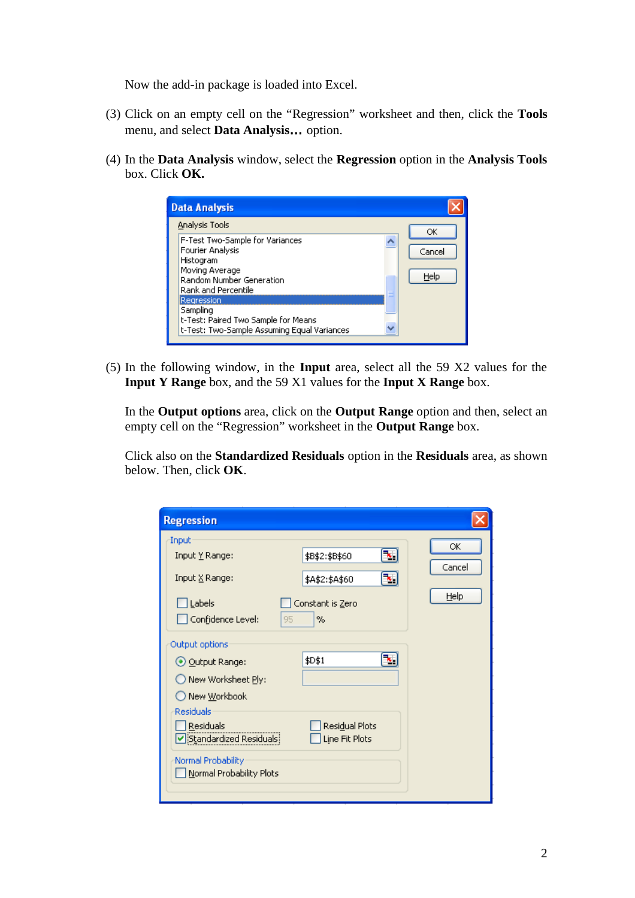Now the add-in package is loaded into Excel.

(3) Click on an empty cell on the "Regression" worksheet and then, click the **Tools** menu, and select **Data Analysis…** option.

(4) In the **Data Analysis** window, select the **Regression** option in the **Analysis Tools** box. Click **OK.**

(5) In the following window, in the **Input** area, select all the 59 X2 values for the **Input Y Range** box, and the 59 X1 values for the **Input X Range** box.

In the **Output options** area, click on the **Output Range** option and then, select an empty cell on the "Regression" worksheet in the **Output Range** box.

Click also on the **Standardized Residuals** option in the **Residuals** area, as shown below. Then, click **OK**.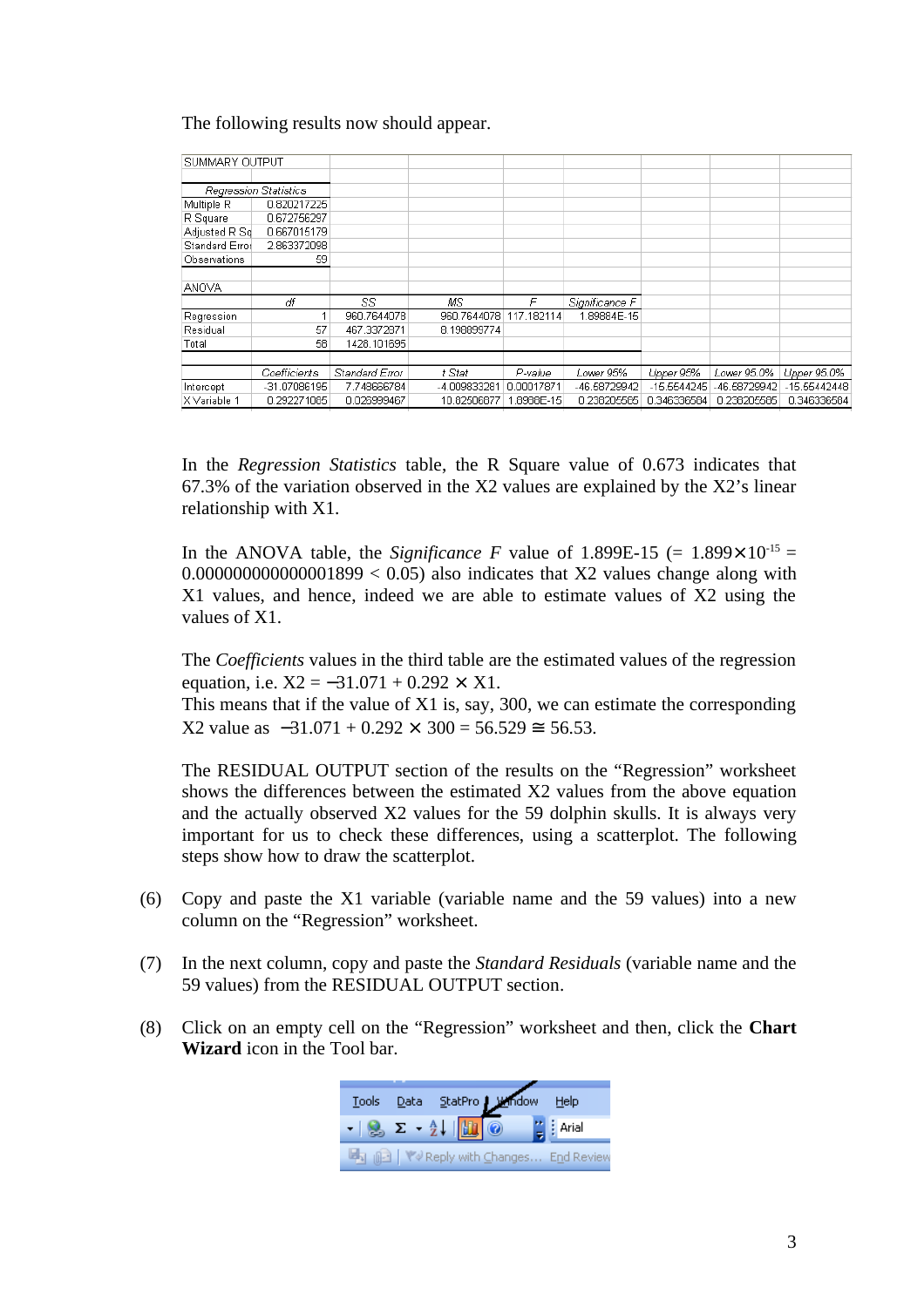The following results now should appear.

| SUMMARY OUTPUT | | | | | | | | |
|---|---|---|---|---|---|---|---|---|
| | | | | | | | | |
| *Regression Statistics* | | | | | | | | |
| Multiple R | 0.820217225 | | | | | | | |
| R Square | 0.672756297 | | | | | | | |
| Adjusted R Sq | 0.667015179 | | | | | | | |
| Standard Erro | 2.863372098 | | | | | | | |
| Observations | 59 | | | | | | | |
| | | | | | | | | |
| ANOVA | | | | | | | | |
| | *df* | *SS* | *MS* | *F* | *Significance F* | | | |
| Regression | 1 | 960.7644078 | 960.7644078 | 117.182114 | 1.89884E-15 | | | |
| Residual | 57 | 467.3372971 | 8.198899774 | | | | | |
| Total | 58 | 1428.101695 | | | | | | |
| | | | | | | | | |
| | *Coefficients* | *Standard Error* | *t Stat* | *P-value* | *Lower 95%* | *Upper 95%* | *Lower 95.0%* | *Upper 95.0%* |
| Intercept | -31.07086195 | 7.748666784 | -4.009833281 | 0.00017871 | -46.58729942 | -15.55442448 | -46.58729942 | -15.55442448 |
| X Variable 1 | 0.292271065 | 0.026999467 | 10.82506877 | 1.8988E-15 | 0.238205565 | 0.346336564 | 0.238205565 | 0.346336564 |

In the *Regression Statistics* table, the R Square value of 0.673 indicates that 67.3% of the variation observed in the X2 values are explained by the X2's linear relationship with X1.

In the ANOVA table, the *Significance F* value of 1.899E-15 (= $1.899 \times 10^{-15}$ = $0.000000000000001899 < 0.05$) also indicates that X2 values change along with X1 values, and hence, indeed we are able to estimate values of X2 using the values of X1.

The *Coefficients* values in the third table are the estimated values of the regression equation, i.e. $X2 = -31.071 + 0.292 \times X1$.
This means that if the value of X1 is, say, 300, we can estimate the corresponding X2 value as $-31.071 + 0.292 \times 300 = 56.529 \cong 56.53$.

The RESIDUAL OUTPUT section of the results on the "Regression" worksheet shows the differences between the estimated X2 values from the above equation and the actually observed X2 values for the 59 dolphin skulls. It is always very important for us to check these differences, using a scatterplot. The following steps show how to draw the scatterplot.

(6) Copy and paste the X1 variable (variable name and the 59 values) into a new column on the "Regression" worksheet.

(7) In the next column, copy and paste the *Standard Residuals* (variable name and the 59 values) from the RESIDUAL OUTPUT section.

(8) Click on an empty cell on the "Regression" worksheet and then, click the **Chart Wizard** icon in the Tool bar.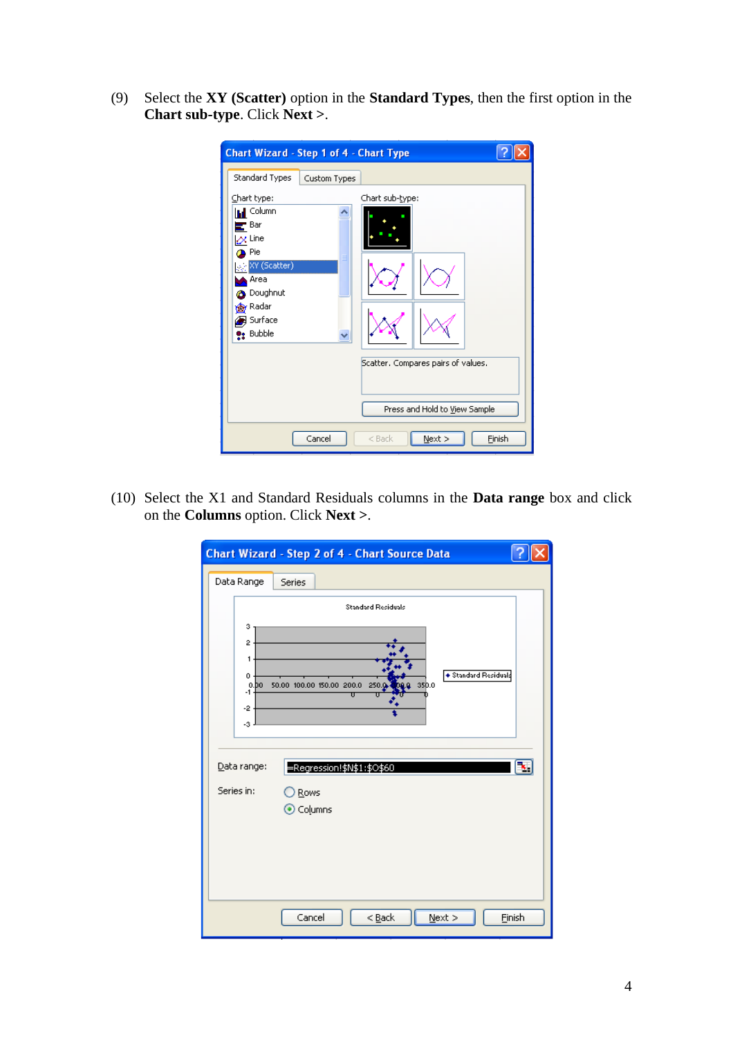(9) Select the **XY (Scatter)** option in the **Standard Types**, then the first option in the **Chart sub-type**. Click **Next >**.

(10) Select the X1 and Standard Residuals columns in the **Data range** box and click on the **Columns** option. Click **Next >**.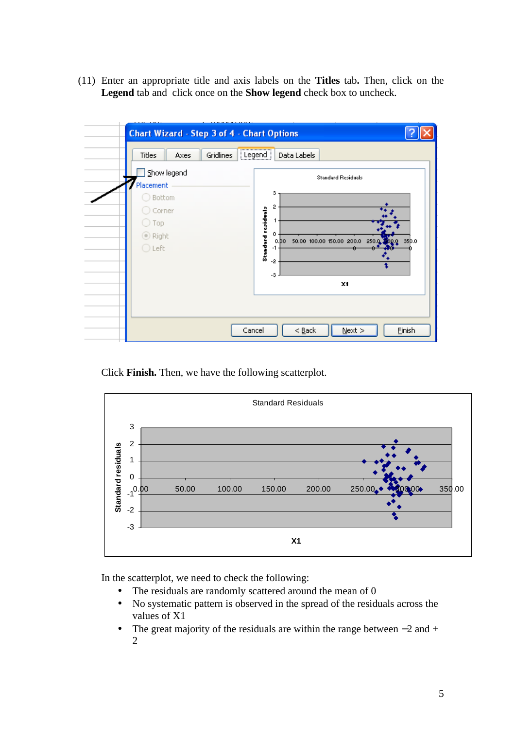(11) Enter an appropriate title and axis labels on the **Titles** tab**.** Then, click on the **Legend** tab and click once on the **Show legend** check box to uncheck.

Click **Finish.** Then, we have the following scatterplot.

In the scatterplot, we need to check the following:

- The residuals are randomly scattered around the mean of 0
- No systematic pattern is observed in the spread of the residuals across the values of X1
- The great majority of the residuals are within the range between −2 and + 2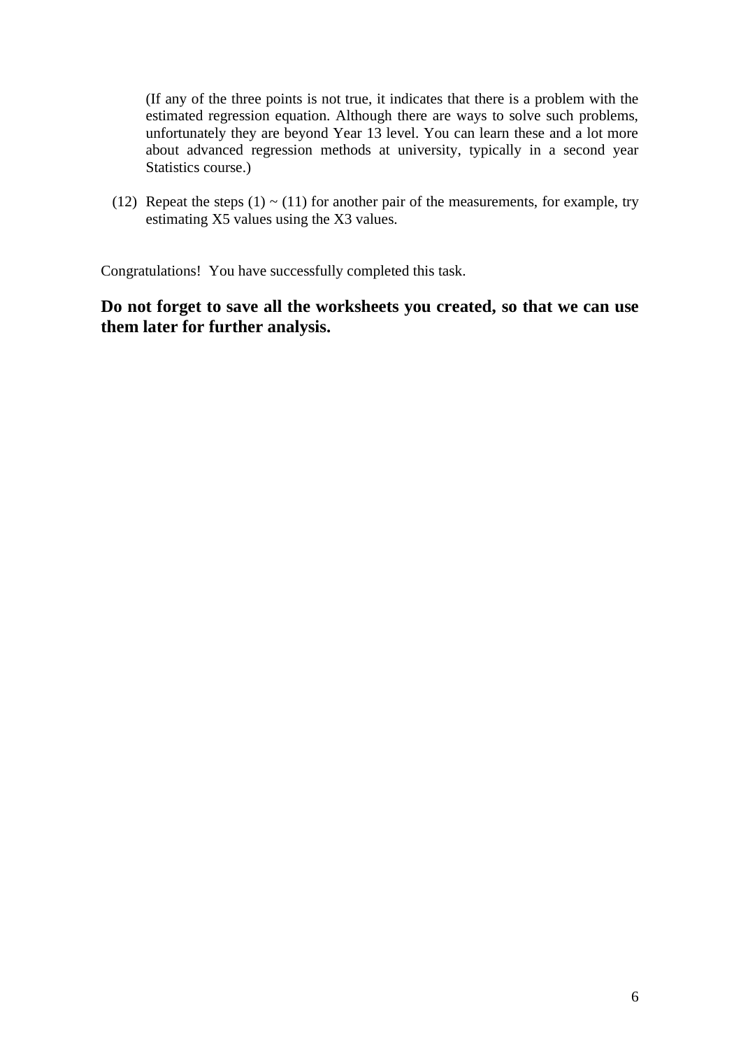(If any of the three points is not true, it indicates that there is a problem with the estimated regression equation. Although there are ways to solve such problems, unfortunately they are beyond Year 13 level. You can learn these and a lot more about advanced regression methods at university, typically in a second year Statistics course.)

(12) Repeat the steps (1) ~ (11) for another pair of the measurements, for example, try estimating X5 values using the X3 values.

Congratulations!  You have successfully completed this task.

**Do not forget to save all the worksheets you created, so that we can use them later for further analysis.**